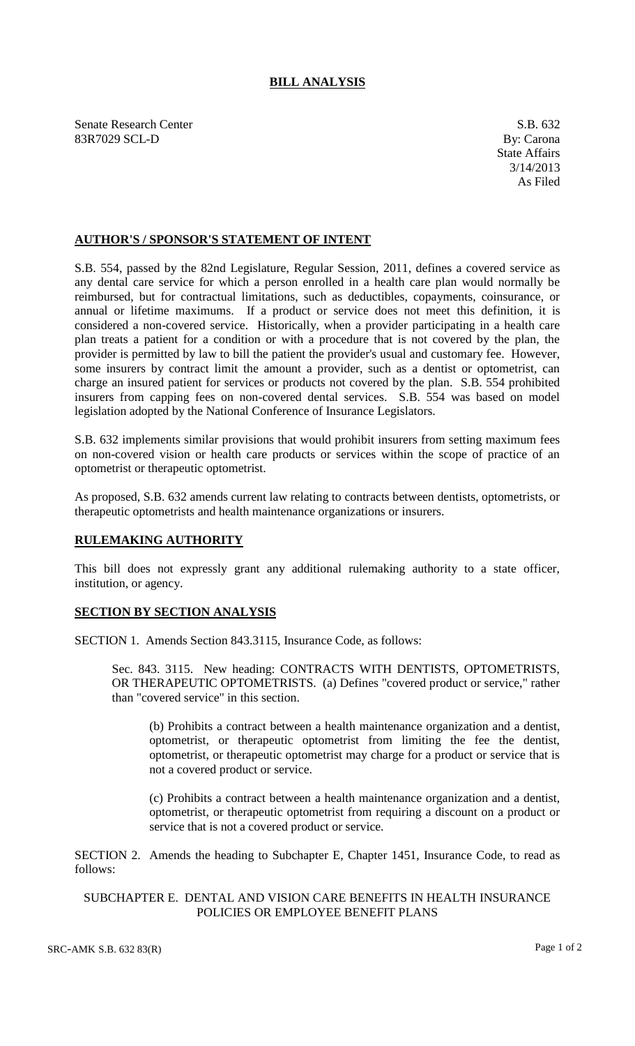# BILL ANALYSIS

Senate Research Center
83R7029 SCL-D

S.B. 632
By: Carona
State Affairs
3/14/2013
As Filed

## AUTHOR'S / SPONSOR'S STATEMENT OF INTENT

S.B. 554, passed by the 82nd Legislature, Regular Session, 2011, defines a covered service as any dental care service for which a person enrolled in a health care plan would normally be reimbursed, but for contractual limitations, such as deductibles, copayments, coinsurance, or annual or lifetime maximums. If a product or service does not meet this definition, it is considered a non-covered service. Historically, when a provider participating in a health care plan treats a patient for a condition or with a procedure that is not covered by the plan, the provider is permitted by law to bill the patient the provider's usual and customary fee. However, some insurers by contract limit the amount a provider, such as a dentist or optometrist, can charge an insured patient for services or products not covered by the plan. S.B. 554 prohibited insurers from capping fees on non-covered dental services. S.B. 554 was based on model legislation adopted by the National Conference of Insurance Legislators.

S.B. 632 implements similar provisions that would prohibit insurers from setting maximum fees on non-covered vision or health care products or services within the scope of practice of an optometrist or therapeutic optometrist.

As proposed, S.B. 632 amends current law relating to contracts between dentists, optometrists, or therapeutic optometrists and health maintenance organizations or insurers.

## RULEMAKING AUTHORITY

This bill does not expressly grant any additional rulemaking authority to a state officer, institution, or agency.

## SECTION BY SECTION ANALYSIS

SECTION 1. Amends Section 843.3115, Insurance Code, as follows:

Sec. 843. 3115. New heading: CONTRACTS WITH DENTISTS, OPTOMETRISTS, OR THERAPEUTIC OPTOMETRISTS. (a) Defines "covered product or service," rather than "covered service" in this section.

(b) Prohibits a contract between a health maintenance organization and a dentist, optometrist, or therapeutic optometrist from limiting the fee the dentist, optometrist, or therapeutic optometrist may charge for a product or service that is not a covered product or service.

(c) Prohibits a contract between a health maintenance organization and a dentist, optometrist, or therapeutic optometrist from requiring a discount on a product or service that is not a covered product or service.

SECTION 2. Amends the heading to Subchapter E, Chapter 1451, Insurance Code, to read as follows:

SUBCHAPTER E. DENTAL AND VISION CARE BENEFITS IN HEALTH INSURANCE POLICIES OR EMPLOYEE BENEFIT PLANS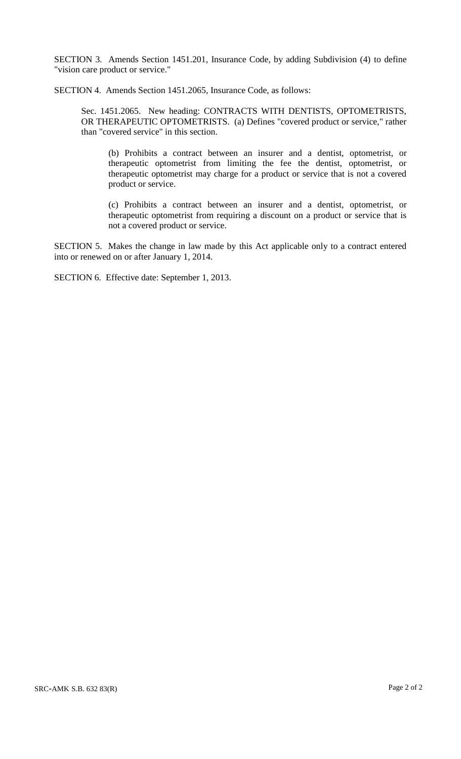SECTION 3. Amends Section 1451.201, Insurance Code, by adding Subdivision (4) to define "vision care product or service."

SECTION 4. Amends Section 1451.2065, Insurance Code, as follows:

> Sec. 1451.2065. New heading: CONTRACTS WITH DENTISTS, OPTOMETRISTS, OR THERAPEUTIC OPTOMETRISTS. (a) Defines "covered product or service," rather than "covered service" in this section.
>
> > (b) Prohibits a contract between an insurer and a dentist, optometrist, or therapeutic optometrist from limiting the fee the dentist, optometrist, or therapeutic optometrist may charge for a product or service that is not a covered product or service.
> >
> > (c) Prohibits a contract between an insurer and a dentist, optometrist, or therapeutic optometrist from requiring a discount on a product or service that is not a covered product or service.

SECTION 5. Makes the change in law made by this Act applicable only to a contract entered into or renewed on or after January 1, 2014.

SECTION 6. Effective date: September 1, 2013.

SRC-AMK S.B. 632 83(R)